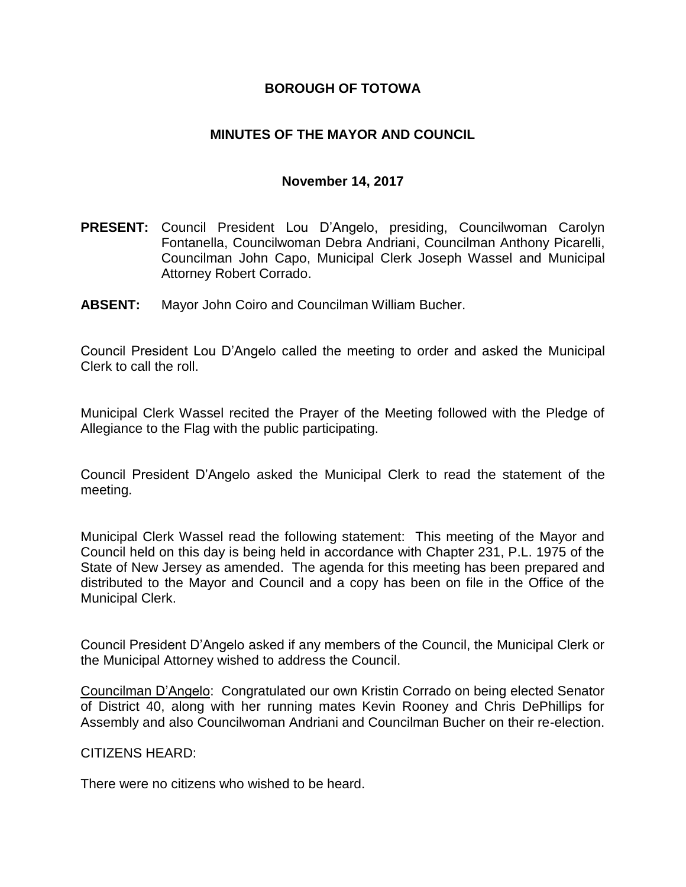# BOROUGH OF TOTOWA

## MINUTES OF THE MAYOR AND COUNCIL

### November 14, 2017

**PRESENT:** Council President Lou D'Angelo, presiding, Councilwoman Carolyn Fontanella, Councilwoman Debra Andriani, Councilman Anthony Picarelli, Councilman John Capo, Municipal Clerk Joseph Wassel and Municipal Attorney Robert Corrado.

**ABSENT:** Mayor John Coiro and Councilman William Bucher.

Council President Lou D'Angelo called the meeting to order and asked the Municipal Clerk to call the roll.

Municipal Clerk Wassel recited the Prayer of the Meeting followed with the Pledge of Allegiance to the Flag with the public participating.

Council President D'Angelo asked the Municipal Clerk to read the statement of the meeting.

Municipal Clerk Wassel read the following statement: This meeting of the Mayor and Council held on this day is being held in accordance with Chapter 231, P.L. 1975 of the State of New Jersey as amended. The agenda for this meeting has been prepared and distributed to the Mayor and Council and a copy has been on file in the Office of the Municipal Clerk.

Council President D'Angelo asked if any members of the Council, the Municipal Clerk or the Municipal Attorney wished to address the Council.

Councilman D'Angelo: Congratulated our own Kristin Corrado on being elected Senator of District 40, along with her running mates Kevin Rooney and Chris DePhillips for Assembly and also Councilwoman Andriani and Councilman Bucher on their re-election.

CITIZENS HEARD:

There were no citizens who wished to be heard.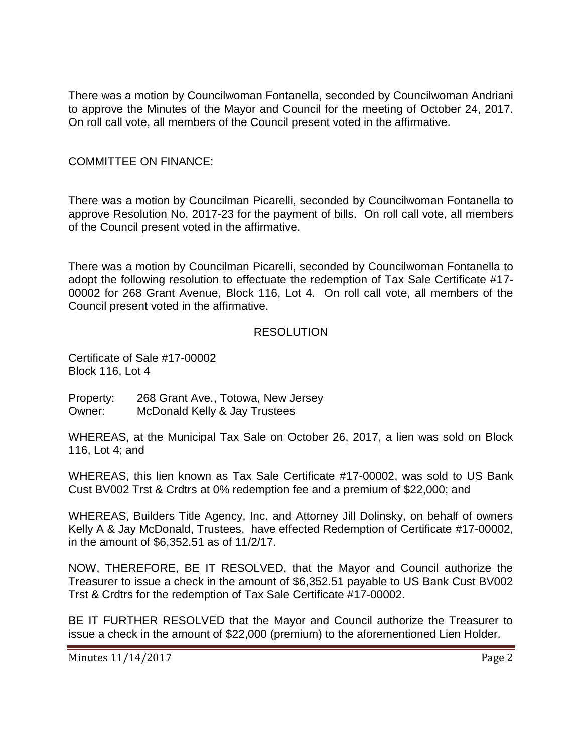There was a motion by Councilwoman Fontanella, seconded by Councilwoman Andriani to approve the Minutes of the Mayor and Council for the meeting of October 24, 2017. On roll call vote, all members of the Council present voted in the affirmative.

COMMITTEE ON FINANCE:

There was a motion by Councilman Picarelli, seconded by Councilwoman Fontanella to approve Resolution No. 2017-23 for the payment of bills. On roll call vote, all members of the Council present voted in the affirmative.

There was a motion by Councilman Picarelli, seconded by Councilwoman Fontanella to adopt the following resolution to effectuate the redemption of Tax Sale Certificate #17-00002 for 268 Grant Avenue, Block 116, Lot 4. On roll call vote, all members of the Council present voted in the affirmative.

RESOLUTION

Certificate of Sale #17-00002
Block 116, Lot 4

Property: 268 Grant Ave., Totowa, New Jersey
Owner: McDonald Kelly & Jay Trustees

WHEREAS, at the Municipal Tax Sale on October 26, 2017, a lien was sold on Block 116, Lot 4; and

WHEREAS, this lien known as Tax Sale Certificate #17-00002, was sold to US Bank Cust BV002 Trst & Crdtrs at 0% redemption fee and a premium of $22,000; and

WHEREAS, Builders Title Agency, Inc. and Attorney Jill Dolinsky, on behalf of owners Kelly A & Jay McDonald, Trustees, have effected Redemption of Certificate #17-00002, in the amount of $6,352.51 as of 11/2/17.

NOW, THEREFORE, BE IT RESOLVED, that the Mayor and Council authorize the Treasurer to issue a check in the amount of $6,352.51 payable to US Bank Cust BV002 Trst & Crdtrs for the redemption of Tax Sale Certificate #17-00002.

BE IT FURTHER RESOLVED that the Mayor and Council authorize the Treasurer to issue a check in the amount of $22,000 (premium) to the aforementioned Lien Holder.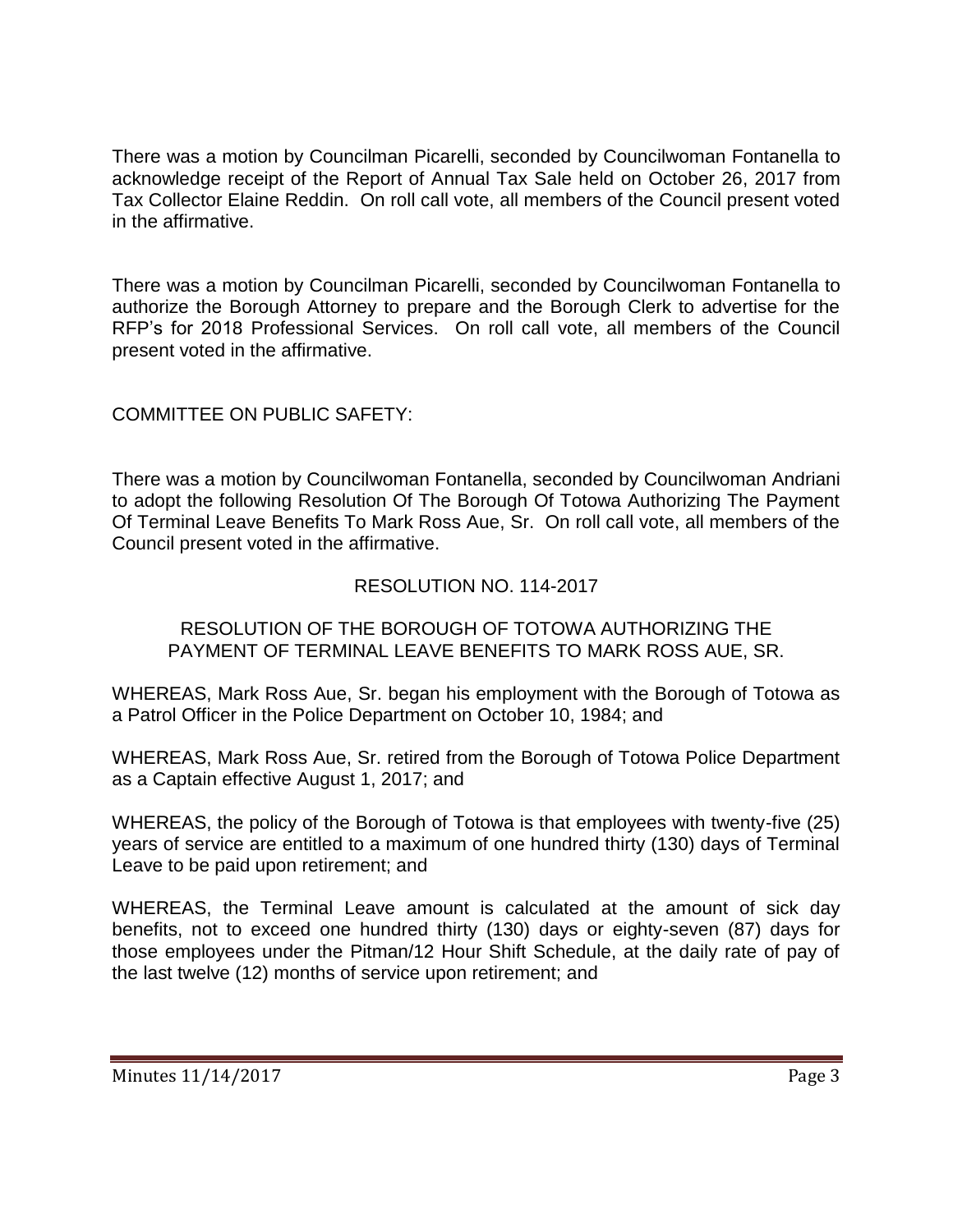There was a motion by Councilman Picarelli, seconded by Councilwoman Fontanella to acknowledge receipt of the Report of Annual Tax Sale held on October 26, 2017 from Tax Collector Elaine Reddin. On roll call vote, all members of the Council present voted in the affirmative.

There was a motion by Councilman Picarelli, seconded by Councilwoman Fontanella to authorize the Borough Attorney to prepare and the Borough Clerk to advertise for the RFP's for 2018 Professional Services. On roll call vote, all members of the Council present voted in the affirmative.

COMMITTEE ON PUBLIC SAFETY:

There was a motion by Councilwoman Fontanella, seconded by Councilwoman Andriani to adopt the following Resolution Of The Borough Of Totowa Authorizing The Payment Of Terminal Leave Benefits To Mark Ross Aue, Sr. On roll call vote, all members of the Council present voted in the affirmative.

RESOLUTION NO. 114-2017

RESOLUTION OF THE BOROUGH OF TOTOWA AUTHORIZING THE PAYMENT OF TERMINAL LEAVE BENEFITS TO MARK ROSS AUE, SR.

WHEREAS, Mark Ross Aue, Sr. began his employment with the Borough of Totowa as a Patrol Officer in the Police Department on October 10, 1984; and

WHEREAS, Mark Ross Aue, Sr. retired from the Borough of Totowa Police Department as a Captain effective August 1, 2017; and

WHEREAS, the policy of the Borough of Totowa is that employees with twenty-five (25) years of service are entitled to a maximum of one hundred thirty (130) days of Terminal Leave to be paid upon retirement; and

WHEREAS, the Terminal Leave amount is calculated at the amount of sick day benefits, not to exceed one hundred thirty (130) days or eighty-seven (87) days for those employees under the Pitman/12 Hour Shift Schedule, at the daily rate of pay of the last twelve (12) months of service upon retirement; and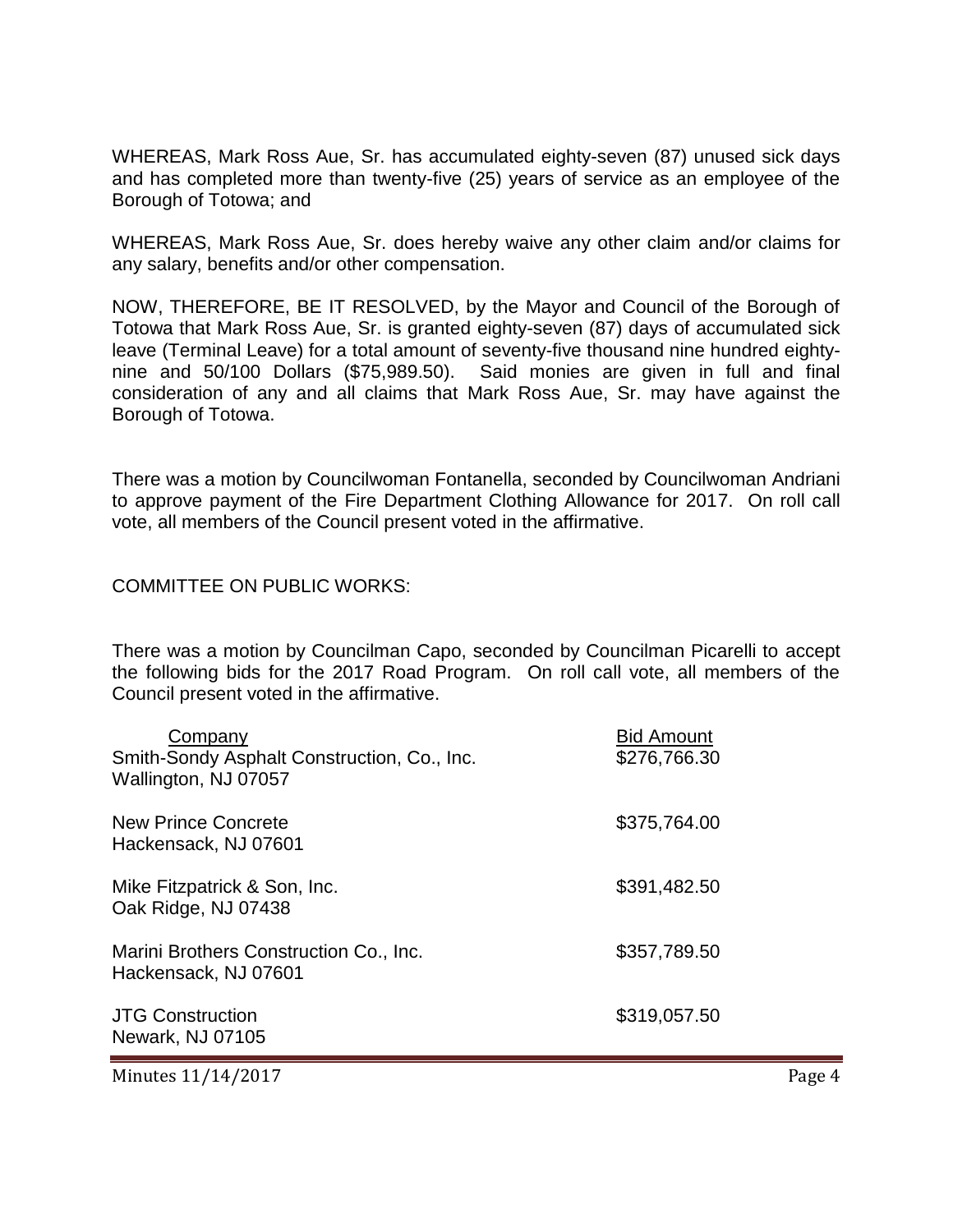WHEREAS, Mark Ross Aue, Sr. has accumulated eighty-seven (87) unused sick days and has completed more than twenty-five (25) years of service as an employee of the Borough of Totowa; and

WHEREAS, Mark Ross Aue, Sr. does hereby waive any other claim and/or claims for any salary, benefits and/or other compensation.

NOW, THEREFORE, BE IT RESOLVED, by the Mayor and Council of the Borough of Totowa that Mark Ross Aue, Sr. is granted eighty-seven (87) days of accumulated sick leave (Terminal Leave) for a total amount of seventy-five thousand nine hundred eighty-nine and 50/100 Dollars ($75,989.50). Said monies are given in full and final consideration of any and all claims that Mark Ross Aue, Sr. may have against the Borough of Totowa.

There was a motion by Councilwoman Fontanella, seconded by Councilwoman Andriani to approve payment of the Fire Department Clothing Allowance for 2017. On roll call vote, all members of the Council present voted in the affirmative.

COMMITTEE ON PUBLIC WORKS:

There was a motion by Councilman Capo, seconded by Councilman Picarelli to accept the following bids for the 2017 Road Program. On roll call vote, all members of the Council present voted in the affirmative.

| Company | Bid Amount |
|---|---|
| Smith-Sondy Asphalt Construction, Co., Inc.<br>Wallington, NJ 07057 | $276,766.30 |
| New Prince Concrete<br>Hackensack, NJ 07601 | $375,764.00 |
| Mike Fitzpatrick & Son, Inc.<br>Oak Ridge, NJ 07438 | $391,482.50 |
| Marini Brothers Construction Co., Inc.<br>Hackensack, NJ 07601 | $357,789.50 |
| JTG Construction<br>Newark, NJ 07105 | $319,057.50 |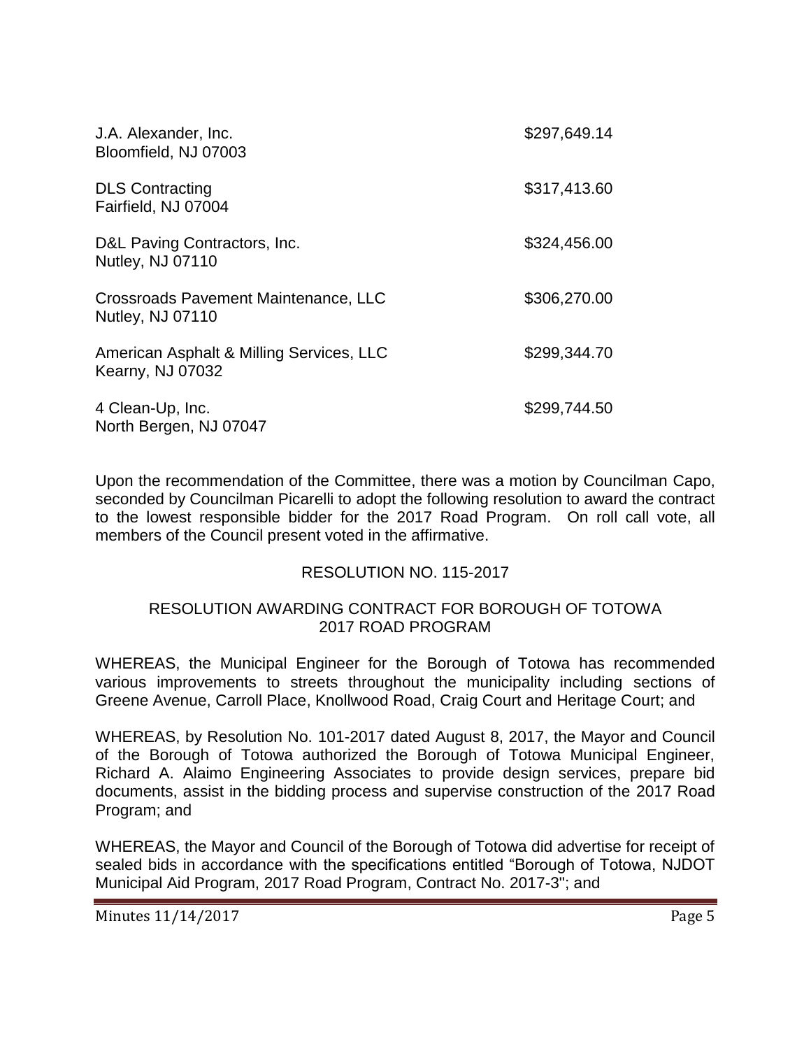| | |
|---|---|
| J.A. Alexander, Inc.<br>Bloomfield, NJ 07003 | $297,649.14 |
| DLS Contracting<br>Fairfield, NJ 07004 | $317,413.60 |
| D&L Paving Contractors, Inc.<br>Nutley, NJ 07110 | $324,456.00 |
| Crossroads Pavement Maintenance, LLC<br>Nutley, NJ 07110 | $306,270.00 |
| American Asphalt & Milling Services, LLC<br>Kearny, NJ 07032 | $299,344.70 |
| 4 Clean-Up, Inc.<br>North Bergen, NJ 07047 | $299,744.50 |

Upon the recommendation of the Committee, there was a motion by Councilman Capo, seconded by Councilman Picarelli to adopt the following resolution to award the contract to the lowest responsible bidder for the 2017 Road Program. On roll call vote, all members of the Council present voted in the affirmative.

RESOLUTION NO. 115-2017

RESOLUTION AWARDING CONTRACT FOR BOROUGH OF TOTOWA 2017 ROAD PROGRAM

WHEREAS, the Municipal Engineer for the Borough of Totowa has recommended various improvements to streets throughout the municipality including sections of Greene Avenue, Carroll Place, Knollwood Road, Craig Court and Heritage Court; and

WHEREAS, by Resolution No. 101-2017 dated August 8, 2017, the Mayor and Council of the Borough of Totowa authorized the Borough of Totowa Municipal Engineer, Richard A. Alaimo Engineering Associates to provide design services, prepare bid documents, assist in the bidding process and supervise construction of the 2017 Road Program; and

WHEREAS, the Mayor and Council of the Borough of Totowa did advertise for receipt of sealed bids in accordance with the specifications entitled "Borough of Totowa, NJDOT Municipal Aid Program, 2017 Road Program, Contract No. 2017-3"; and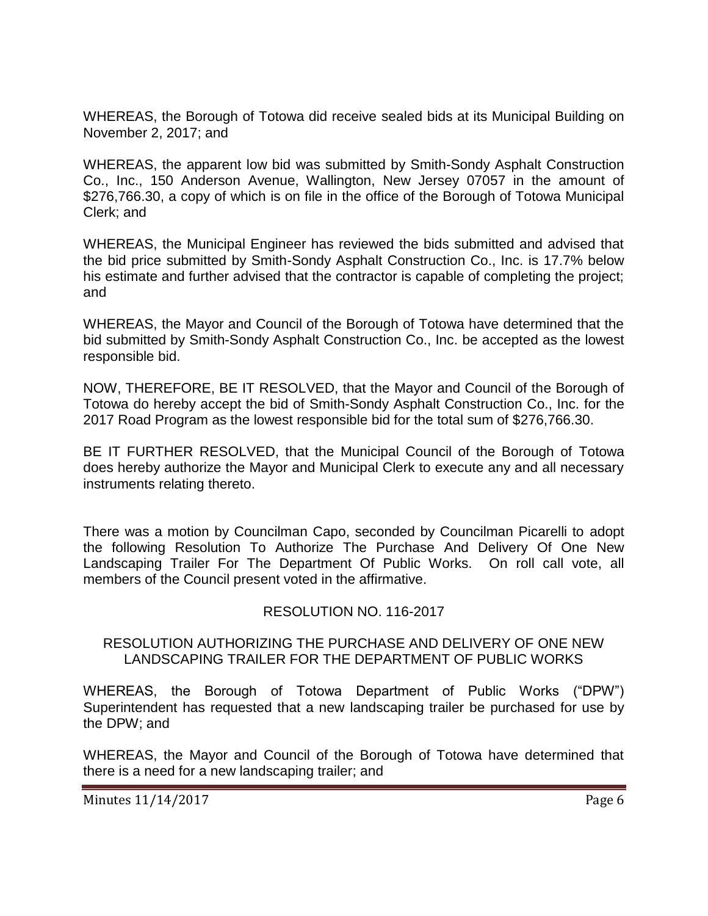WHEREAS, the Borough of Totowa did receive sealed bids at its Municipal Building on November 2, 2017; and

WHEREAS, the apparent low bid was submitted by Smith-Sondy Asphalt Construction Co., Inc., 150 Anderson Avenue, Wallington, New Jersey 07057 in the amount of $276,766.30, a copy of which is on file in the office of the Borough of Totowa Municipal Clerk; and

WHEREAS, the Municipal Engineer has reviewed the bids submitted and advised that the bid price submitted by Smith-Sondy Asphalt Construction Co., Inc. is 17.7% below his estimate and further advised that the contractor is capable of completing the project; and

WHEREAS, the Mayor and Council of the Borough of Totowa have determined that the bid submitted by Smith-Sondy Asphalt Construction Co., Inc. be accepted as the lowest responsible bid.

NOW, THEREFORE, BE IT RESOLVED, that the Mayor and Council of the Borough of Totowa do hereby accept the bid of Smith-Sondy Asphalt Construction Co., Inc. for the 2017 Road Program as the lowest responsible bid for the total sum of $276,766.30.

BE IT FURTHER RESOLVED, that the Municipal Council of the Borough of Totowa does hereby authorize the Mayor and Municipal Clerk to execute any and all necessary instruments relating thereto.

There was a motion by Councilman Capo, seconded by Councilman Picarelli to adopt the following Resolution To Authorize The Purchase And Delivery Of One New Landscaping Trailer For The Department Of Public Works. On roll call vote, all members of the Council present voted in the affirmative.

RESOLUTION NO. 116-2017

RESOLUTION AUTHORIZING THE PURCHASE AND DELIVERY OF ONE NEW LANDSCAPING TRAILER FOR THE DEPARTMENT OF PUBLIC WORKS

WHEREAS, the Borough of Totowa Department of Public Works ("DPW") Superintendent has requested that a new landscaping trailer be purchased for use by the DPW; and

WHEREAS, the Mayor and Council of the Borough of Totowa have determined that there is a need for a new landscaping trailer; and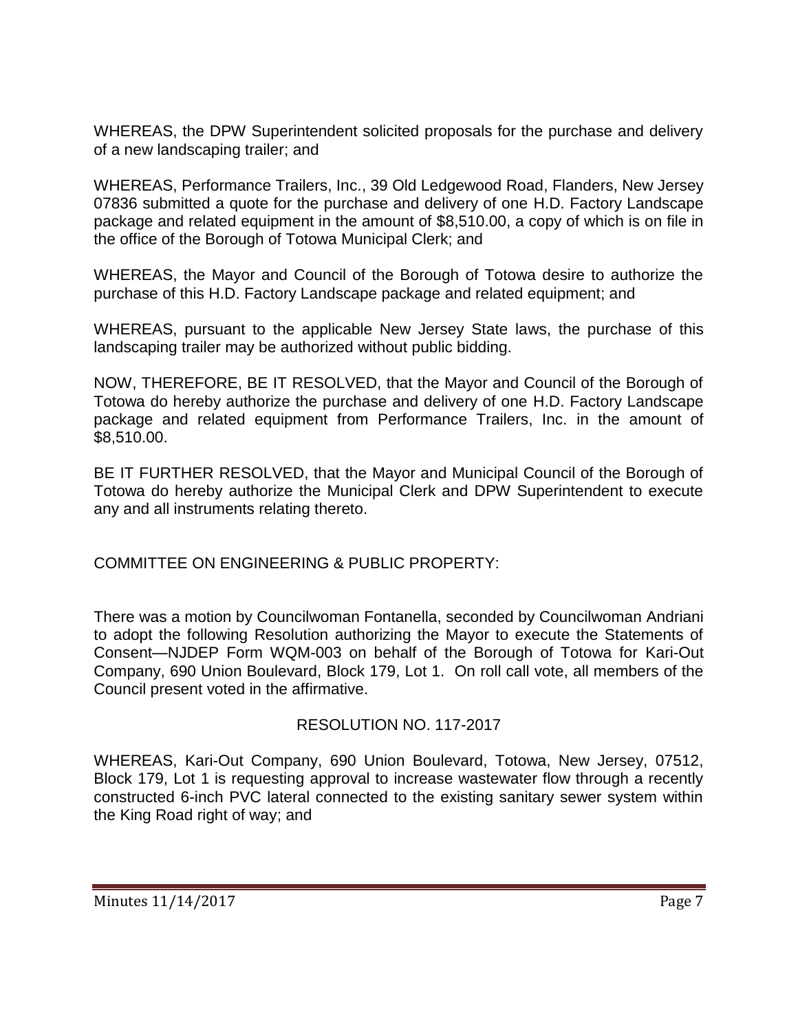WHEREAS, the DPW Superintendent solicited proposals for the purchase and delivery of a new landscaping trailer; and

WHEREAS, Performance Trailers, Inc., 39 Old Ledgewood Road, Flanders, New Jersey 07836 submitted a quote for the purchase and delivery of one H.D. Factory Landscape package and related equipment in the amount of $8,510.00, a copy of which is on file in the office of the Borough of Totowa Municipal Clerk; and

WHEREAS, the Mayor and Council of the Borough of Totowa desire to authorize the purchase of this H.D. Factory Landscape package and related equipment; and

WHEREAS, pursuant to the applicable New Jersey State laws, the purchase of this landscaping trailer may be authorized without public bidding.

NOW, THEREFORE, BE IT RESOLVED, that the Mayor and Council of the Borough of Totowa do hereby authorize the purchase and delivery of one H.D. Factory Landscape package and related equipment from Performance Trailers, Inc. in the amount of $8,510.00.

BE IT FURTHER RESOLVED, that the Mayor and Municipal Council of the Borough of Totowa do hereby authorize the Municipal Clerk and DPW Superintendent to execute any and all instruments relating thereto.

COMMITTEE ON ENGINEERING & PUBLIC PROPERTY:

There was a motion by Councilwoman Fontanella, seconded by Councilwoman Andriani to adopt the following Resolution authorizing the Mayor to execute the Statements of Consent—NJDEP Form WQM-003 on behalf of the Borough of Totowa for Kari-Out Company, 690 Union Boulevard, Block 179, Lot 1. On roll call vote, all members of the Council present voted in the affirmative.

RESOLUTION NO. 117-2017

WHEREAS, Kari-Out Company, 690 Union Boulevard, Totowa, New Jersey, 07512, Block 179, Lot 1 is requesting approval to increase wastewater flow through a recently constructed 6-inch PVC lateral connected to the existing sanitary sewer system within the King Road right of way; and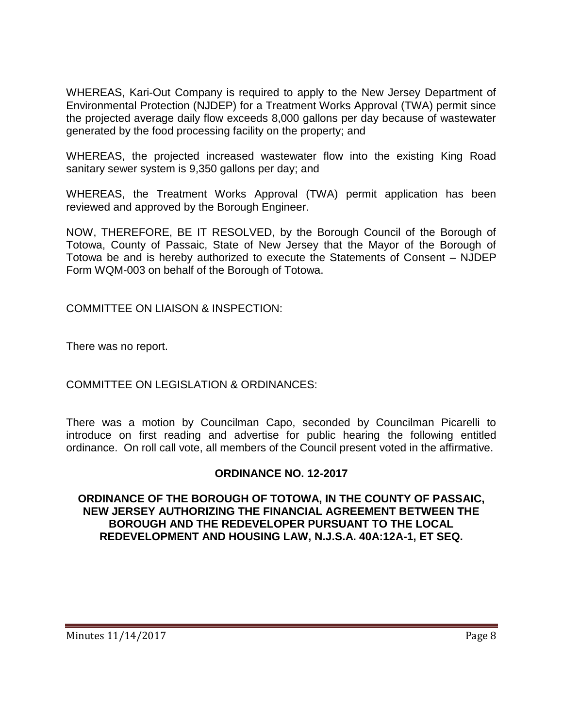WHEREAS, Kari-Out Company is required to apply to the New Jersey Department of Environmental Protection (NJDEP) for a Treatment Works Approval (TWA) permit since the projected average daily flow exceeds 8,000 gallons per day because of wastewater generated by the food processing facility on the property; and

WHEREAS, the projected increased wastewater flow into the existing King Road sanitary sewer system is 9,350 gallons per day; and

WHEREAS, the Treatment Works Approval (TWA) permit application has been reviewed and approved by the Borough Engineer.

NOW, THEREFORE, BE IT RESOLVED, by the Borough Council of the Borough of Totowa, County of Passaic, State of New Jersey that the Mayor of the Borough of Totowa be and is hereby authorized to execute the Statements of Consent – NJDEP Form WQM-003 on behalf of the Borough of Totowa.

COMMITTEE ON LIAISON & INSPECTION:

There was no report.

COMMITTEE ON LEGISLATION & ORDINANCES:

There was a motion by Councilman Capo, seconded by Councilman Picarelli to introduce on first reading and advertise for public hearing the following entitled ordinance. On roll call vote, all members of the Council present voted in the affirmative.

**ORDINANCE NO. 12-2017**

**ORDINANCE OF THE BOROUGH OF TOTOWA, IN THE COUNTY OF PASSAIC, NEW JERSEY AUTHORIZING THE FINANCIAL AGREEMENT BETWEEN THE BOROUGH AND THE REDEVELOPER PURSUANT TO THE LOCAL REDEVELOPMENT AND HOUSING LAW, N.J.S.A. 40A:12A-1, ET SEQ.**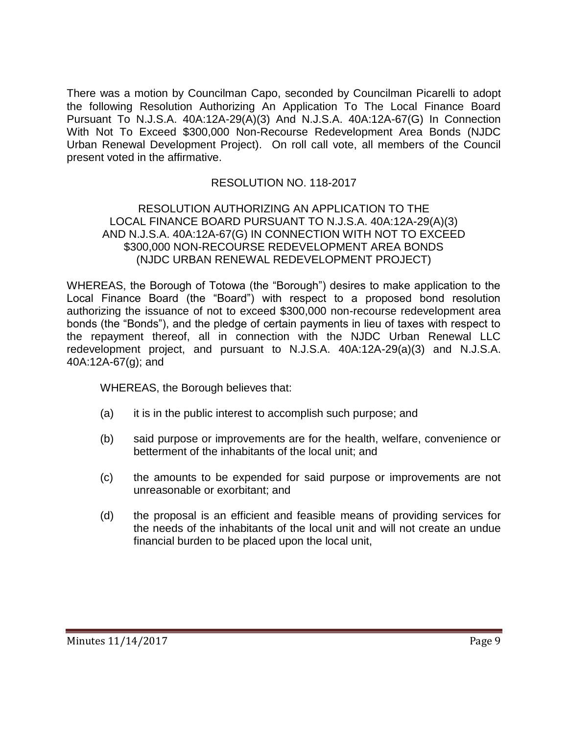There was a motion by Councilman Capo, seconded by Councilman Picarelli to adopt the following Resolution Authorizing An Application To The Local Finance Board Pursuant To N.J.S.A. 40A:12A-29(A)(3) And N.J.S.A. 40A:12A-67(G) In Connection With Not To Exceed $300,000 Non-Recourse Redevelopment Area Bonds (NJDC Urban Renewal Development Project). On roll call vote, all members of the Council present voted in the affirmative.

RESOLUTION NO. 118-2017

RESOLUTION AUTHORIZING AN APPLICATION TO THE LOCAL FINANCE BOARD PURSUANT TO N.J.S.A. 40A:12A-29(A)(3) AND N.J.S.A. 40A:12A-67(G) IN CONNECTION WITH NOT TO EXCEED $300,000 NON-RECOURSE REDEVELOPMENT AREA BONDS (NJDC URBAN RENEWAL REDEVELOPMENT PROJECT)

WHEREAS, the Borough of Totowa (the "Borough") desires to make application to the Local Finance Board (the "Board") with respect to a proposed bond resolution authorizing the issuance of not to exceed $300,000 non-recourse redevelopment area bonds (the "Bonds"), and the pledge of certain payments in lieu of taxes with respect to the repayment thereof, all in connection with the NJDC Urban Renewal LLC redevelopment project, and pursuant to N.J.S.A. 40A:12A-29(a)(3) and N.J.S.A. 40A:12A-67(g); and

WHEREAS, the Borough believes that:

(a) it is in the public interest to accomplish such purpose; and

(b) said purpose or improvements are for the health, welfare, convenience or betterment of the inhabitants of the local unit; and

(c) the amounts to be expended for said purpose or improvements are not unreasonable or exorbitant; and

(d) the proposal is an efficient and feasible means of providing services for the needs of the inhabitants of the local unit and will not create an undue financial burden to be placed upon the local unit,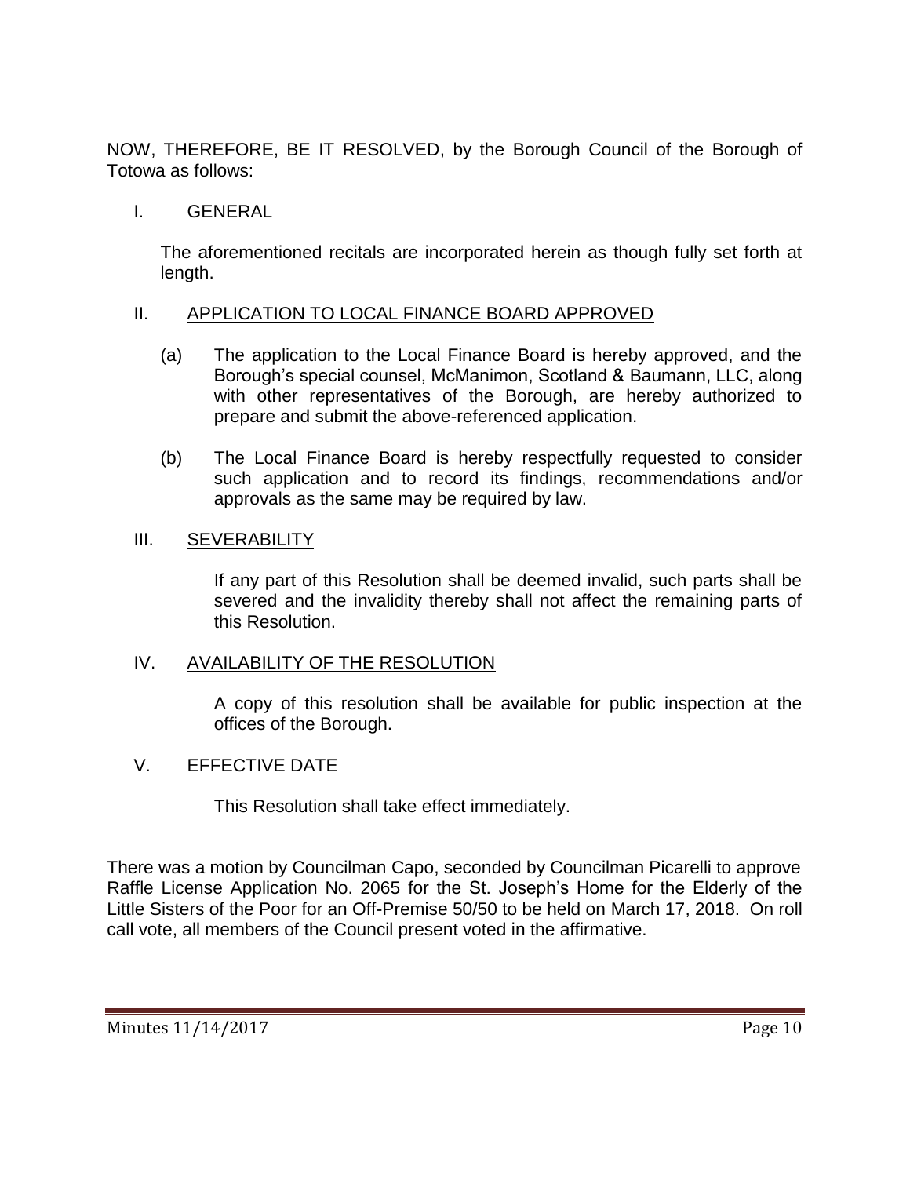NOW, THEREFORE, BE IT RESOLVED, by the Borough Council of the Borough of Totowa as follows:

I. <u>GENERAL</u>

The aforementioned recitals are incorporated herein as though fully set forth at length.

II. <u>APPLICATION TO LOCAL FINANCE BOARD APPROVED</u>

(a) The application to the Local Finance Board is hereby approved, and the Borough's special counsel, McManimon, Scotland & Baumann, LLC, along with other representatives of the Borough, are hereby authorized to prepare and submit the above-referenced application.

(b) The Local Finance Board is hereby respectfully requested to consider such application and to record its findings, recommendations and/or approvals as the same may be required by law.

III. <u>SEVERABILITY</u>

If any part of this Resolution shall be deemed invalid, such parts shall be severed and the invalidity thereby shall not affect the remaining parts of this Resolution.

IV. <u>AVAILABILITY OF THE RESOLUTION</u>

A copy of this resolution shall be available for public inspection at the offices of the Borough.

V. <u>EFFECTIVE DATE</u>

This Resolution shall take effect immediately.

There was a motion by Councilman Capo, seconded by Councilman Picarelli to approve Raffle License Application No. 2065 for the St. Joseph's Home for the Elderly of the Little Sisters of the Poor for an Off-Premise 50/50 to be held on March 17, 2018. On roll call vote, all members of the Council present voted in the affirmative.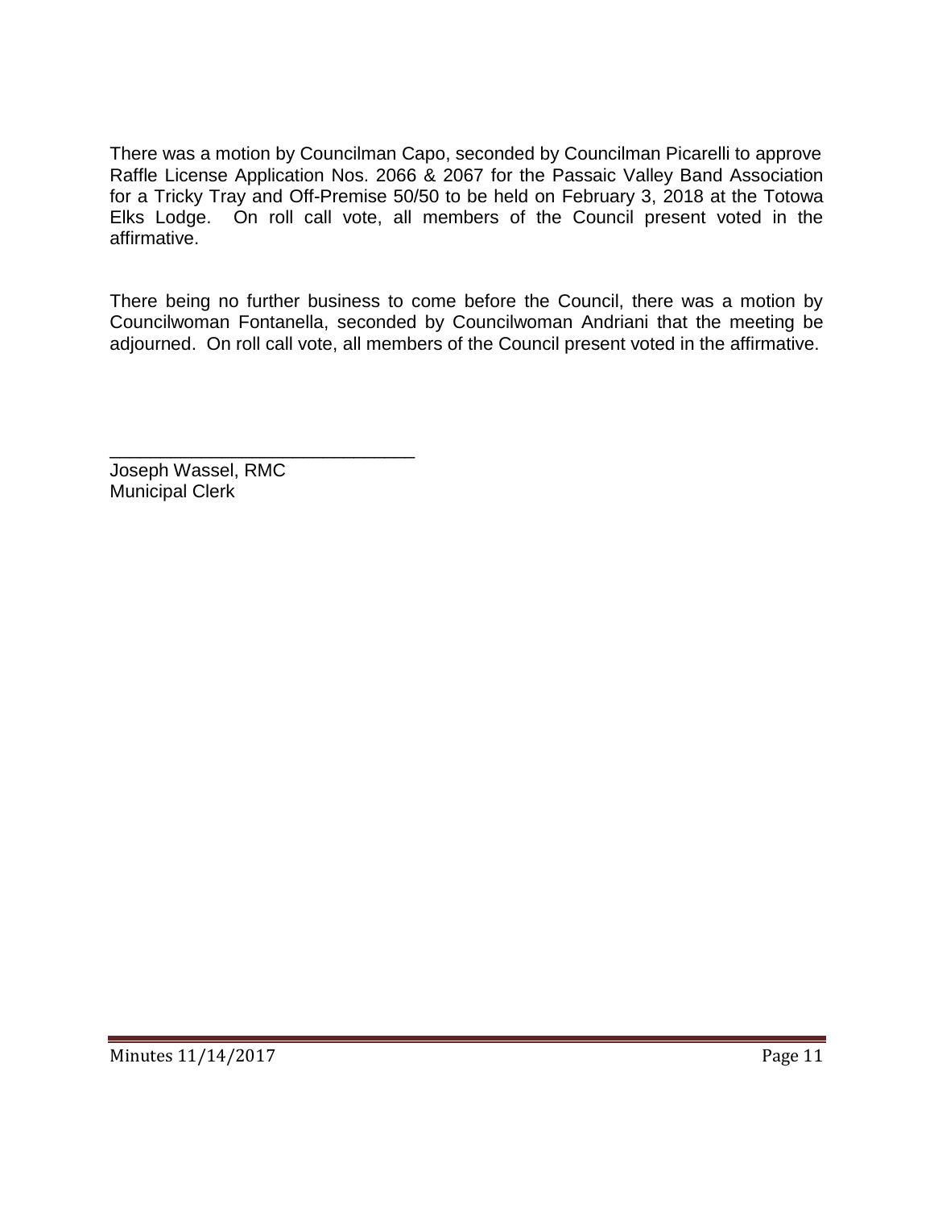There was a motion by Councilman Capo, seconded by Councilman Picarelli to approve Raffle License Application Nos. 2066 & 2067 for the Passaic Valley Band Association for a Tricky Tray and Off-Premise 50/50 to be held on February 3, 2018 at the Totowa Elks Lodge. On roll call vote, all members of the Council present voted in the affirmative.

There being no further business to come before the Council, there was a motion by Councilwoman Fontanella, seconded by Councilwoman Andriani that the meeting be adjourned. On roll call vote, all members of the Council present voted in the affirmative.

_______________________________
Joseph Wassel, RMC
Municipal Clerk